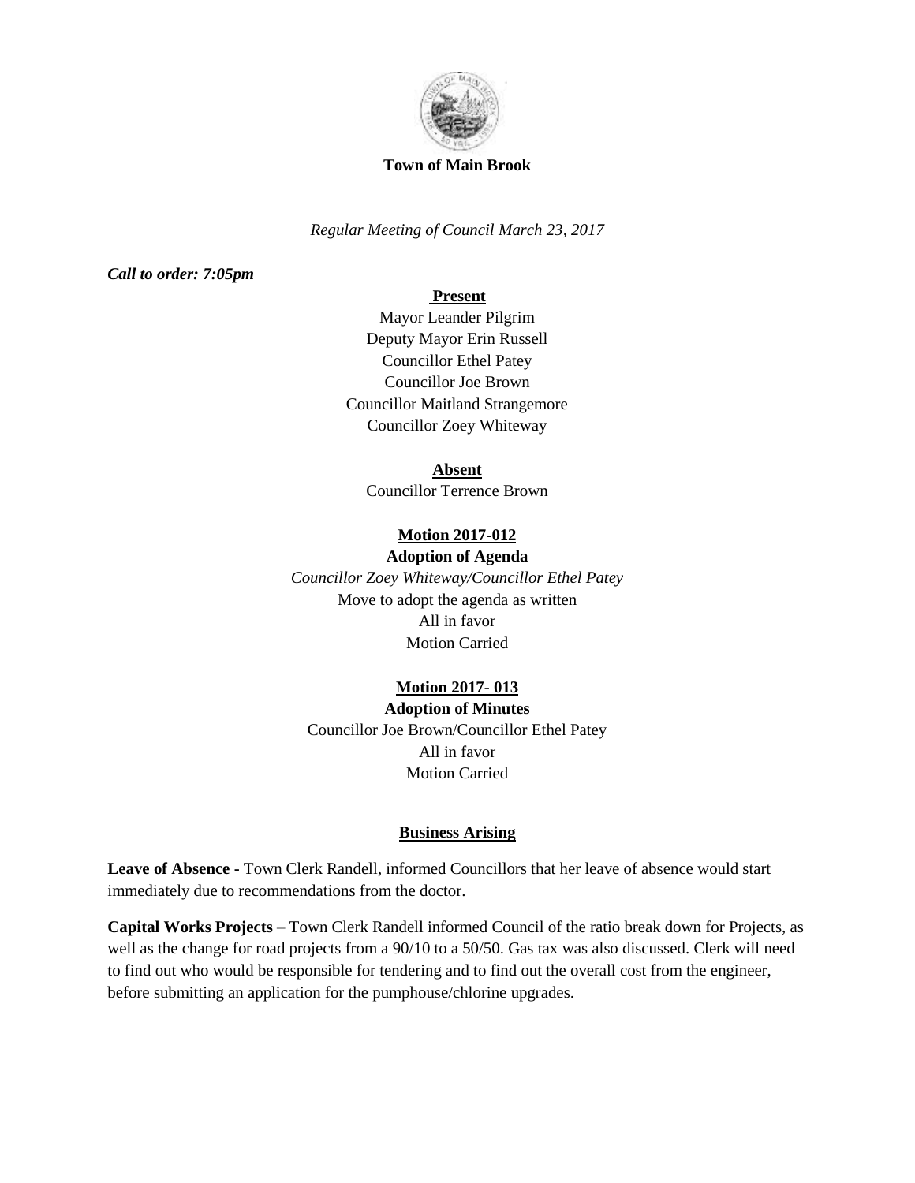**Town of Main Brook**

*Regular Meeting of Council March 23, 2017*

***Call to order: 7:05pm***

**Present**

Mayor Leander Pilgrim
Deputy Mayor Erin Russell
Councillor Ethel Patey
Councillor Joe Brown
Councillor Maitland Strangemore
Councillor Zoey Whiteway

**Absent**

Councillor Terrence Brown

**Motion 2017-012**

**Adoption of Agenda**

*Councillor Zoey Whiteway/Councillor Ethel Patey*

Move to adopt the agenda as written

All in favor

Motion Carried

**Motion 2017- 013**

**Adoption of Minutes**

Councillor Joe Brown/Councillor Ethel Patey

All in favor

Motion Carried

**Business Arising**

**Leave of Absence -** Town Clerk Randell, informed Councillors that her leave of absence would start immediately due to recommendations from the doctor.

**Capital Works Projects** – Town Clerk Randell informed Council of the ratio break down for Projects, as well as the change for road projects from a 90/10 to a 50/50. Gas tax was also discussed. Clerk will need to find out who would be responsible for tendering and to find out the overall cost from the engineer, before submitting an application for the pumphouse/chlorine upgrades.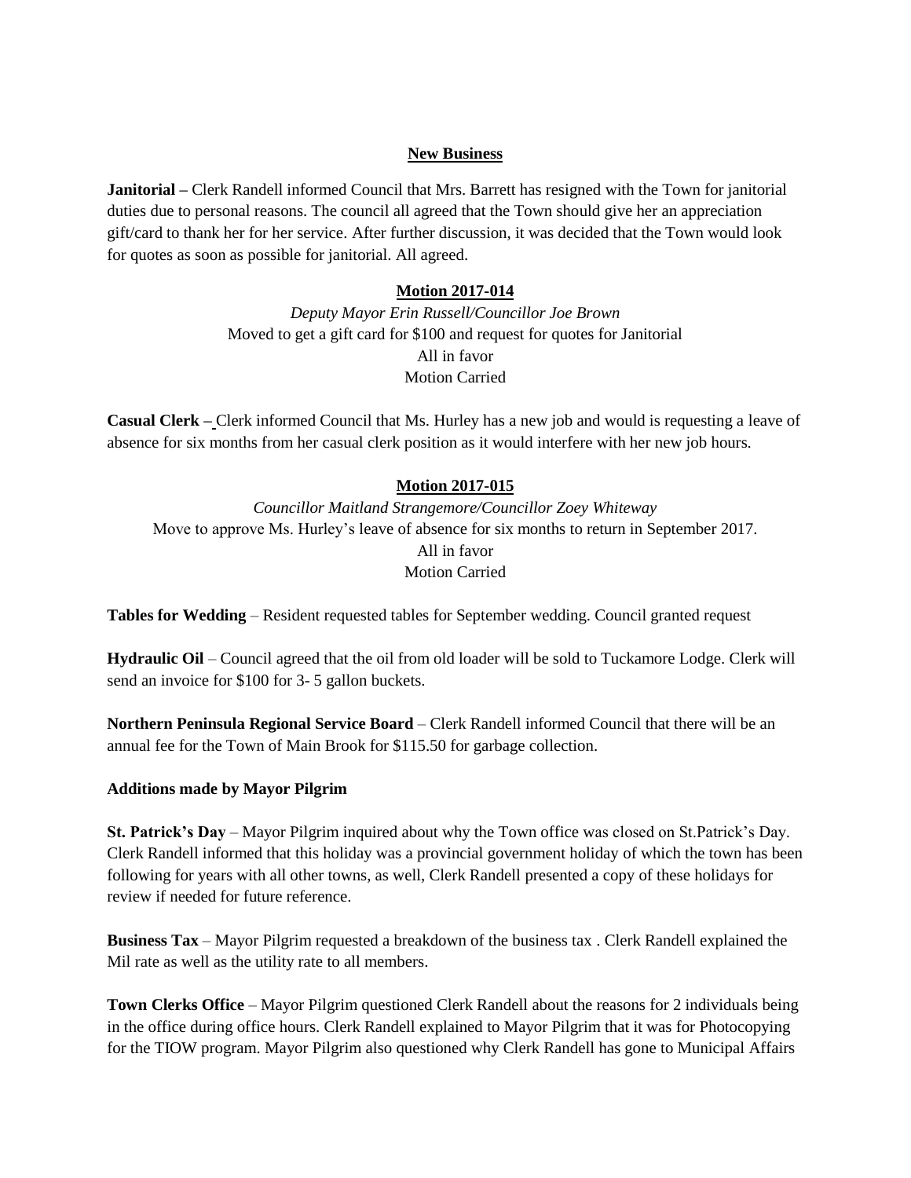## New Business

**Janitorial –** Clerk Randell informed Council that Mrs. Barrett has resigned with the Town for janitorial duties due to personal reasons. The council all agreed that the Town should give her an appreciation gift/card to thank her for her service. After further discussion, it was decided that the Town would look for quotes as soon as possible for janitorial. All agreed.

**Motion 2017-014**

*Deputy Mayor Erin Russell/Councillor Joe Brown*
Moved to get a gift card for $100 and request for quotes for Janitorial
All in favor
Motion Carried

**Casual Clerk –** Clerk informed Council that Ms. Hurley has a new job and would is requesting a leave of absence for six months from her casual clerk position as it would interfere with her new job hours.

**Motion 2017-015**

*Councillor Maitland Strangemore/Councillor Zoey Whiteway*
Move to approve Ms. Hurley's leave of absence for six months to return in September 2017.
All in favor
Motion Carried

**Tables for Wedding** – Resident requested tables for September wedding. Council granted request

**Hydraulic Oil** – Council agreed that the oil from old loader will be sold to Tuckamore Lodge. Clerk will send an invoice for $100 for 3- 5 gallon buckets.

**Northern Peninsula Regional Service Board** – Clerk Randell informed Council that there will be an annual fee for the Town of Main Brook for $115.50 for garbage collection.

**Additions made by Mayor Pilgrim**

**St. Patrick's Day** – Mayor Pilgrim inquired about why the Town office was closed on St.Patrick's Day. Clerk Randell informed that this holiday was a provincial government holiday of which the town has been following for years with all other towns, as well, Clerk Randell presented a copy of these holidays for review if needed for future reference.

**Business Tax** – Mayor Pilgrim requested a breakdown of the business tax . Clerk Randell explained the Mil rate as well as the utility rate to all members.

**Town Clerks Office** – Mayor Pilgrim questioned Clerk Randell about the reasons for 2 individuals being in the office during office hours. Clerk Randell explained to Mayor Pilgrim that it was for Photocopying for the TIOW program. Mayor Pilgrim also questioned why Clerk Randell has gone to Municipal Affairs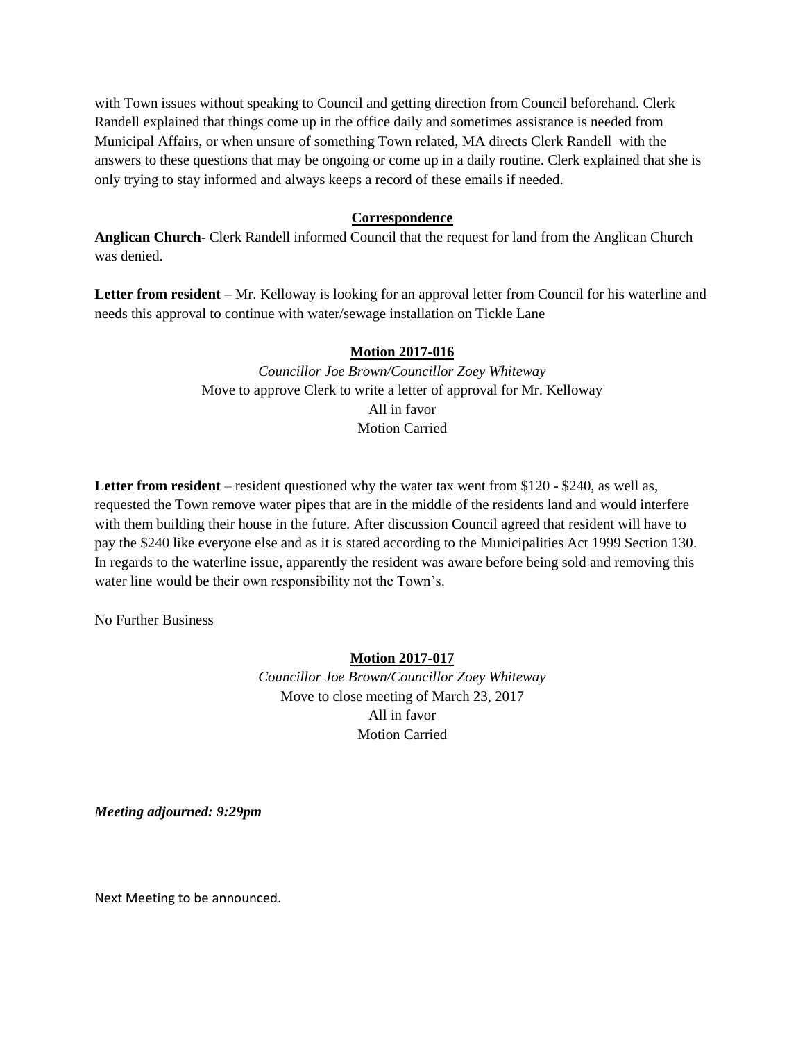with Town issues without speaking to Council and getting direction from Council beforehand. Clerk Randell explained that things come up in the office daily and sometimes assistance is needed from Municipal Affairs, or when unsure of something Town related, MA directs Clerk Randell with the answers to these questions that may be ongoing or come up in a daily routine. Clerk explained that she is only trying to stay informed and always keeps a record of these emails if needed.

## Correspondence

**Anglican Church**- Clerk Randell informed Council that the request for land from the Anglican Church was denied.

**Letter from resident** – Mr. Kelloway is looking for an approval letter from Council for his waterline and needs this approval to continue with water/sewage installation on Tickle Lane

**Motion 2017-016**

*Councillor Joe Brown/Councillor Zoey Whiteway*
Move to approve Clerk to write a letter of approval for Mr. Kelloway
All in favor
Motion Carried

**Letter from resident** – resident questioned why the water tax went from $120 - $240, as well as, requested the Town remove water pipes that are in the middle of the residents land and would interfere with them building their house in the future. After discussion Council agreed that resident will have to pay the $240 like everyone else and as it is stated according to the Municipalities Act 1999 Section 130. In regards to the waterline issue, apparently the resident was aware before being sold and removing this water line would be their own responsibility not the Town's.

No Further Business

**Motion 2017-017**

*Councillor Joe Brown/Councillor Zoey Whiteway*
Move to close meeting of March 23, 2017
All in favor
Motion Carried

***Meeting adjourned: 9:29pm***

Next Meeting to be announced.